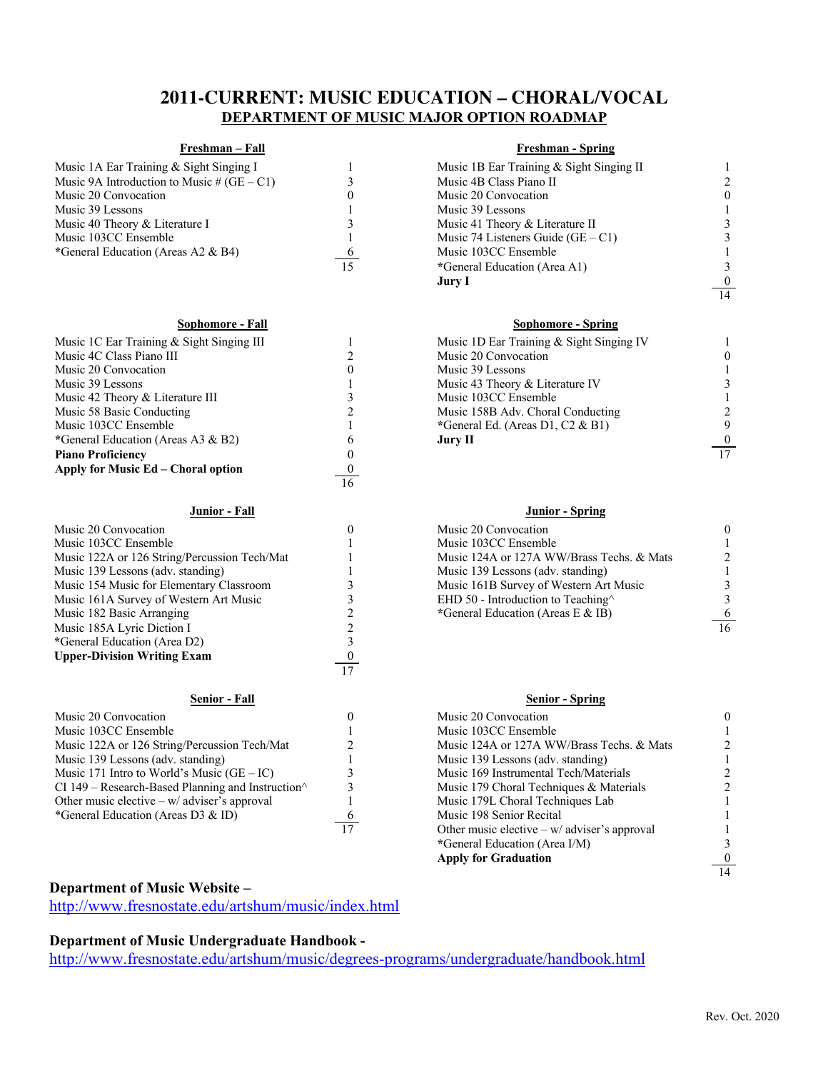# 2011-CURRENT: MUSIC EDUCATION – CHORAL/VOCAL

## DEPARTMENT OF MUSIC MAJOR OPTION ROADMAP

### Freshman – Fall

| Course | Units |
|---|---|
| Music 1A Ear Training & Sight Singing I | 1 |
| Music 9A Introduction to Music # (GE – C1) | 3 |
| Music 20 Convocation | 0 |
| Music 39 Lessons | 1 |
| Music 40 Theory & Literature I | 3 |
| Music 103CC Ensemble | 1 |
| *General Education (Areas A2 & B4) | 6 |
| | 15 |

### Freshman - Spring

| Course | Units |
|---|---|
| Music 1B Ear Training & Sight Singing II | 1 |
| Music 4B Class Piano II | 2 |
| Music 20 Convocation | 0 |
| Music 39 Lessons | 1 |
| Music 41 Theory & Literature II | 3 |
| Music 74 Listeners Guide (GE – C1) | 3 |
| Music 103CC Ensemble | 1 |
| *General Education (Area A1) | 3 |
| **Jury I** | 0 |
| | 14 |

### Sophomore - Fall

| Course | Units |
|---|---|
| Music 1C Ear Training & Sight Singing III | 1 |
| Music 4C Class Piano III | 2 |
| Music 20 Convocation | 0 |
| Music 39 Lessons | 1 |
| Music 42 Theory & Literature III | 3 |
| Music 58 Basic Conducting | 2 |
| Music 103CC Ensemble | 1 |
| *General Education (Areas A3 & B2) | 6 |
| **Piano Proficiency** | 0 |
| **Apply for Music Ed – Choral option** | 0 |
| | 16 |

### Sophomore - Spring

| Course | Units |
|---|---|
| Music 1D Ear Training & Sight Singing IV | 1 |
| Music 20 Convocation | 0 |
| Music 39 Lessons | 1 |
| Music 43 Theory & Literature IV | 3 |
| Music 103CC Ensemble | 1 |
| Music 158B Adv. Choral Conducting | 2 |
| *General Ed. (Areas D1, C2 & B1) | 9 |
| **Jury II** | 0 |
| | 17 |

### Junior - Fall

| Course | Units |
|---|---|
| Music 20 Convocation | 0 |
| Music 103CC Ensemble | 1 |
| Music 122A or 126 String/Percussion Tech/Mat | 1 |
| Music 139 Lessons (adv. standing) | 1 |
| Music 154 Music for Elementary Classroom | 3 |
| Music 161A Survey of Western Art Music | 3 |
| Music 182 Basic Arranging | 2 |
| Music 185A Lyric Diction I | 2 |
| *General Education (Area D2) | 3 |
| **Upper-Division Writing Exam** | 0 |
| | 17 |

### Junior - Spring

| Course | Units |
|---|---|
| Music 20 Convocation | 0 |
| Music 103CC Ensemble | 1 |
| Music 124A or 127A WW/Brass Techs. & Mats | 2 |
| Music 139 Lessons (adv. standing) | 1 |
| Music 161B Survey of Western Art Music | 3 |
| EHD 50 - Introduction to Teaching^ | 3 |
| *General Education (Areas E & IB) | 6 |
| | 16 |

### Senior - Fall

| Course | Units |
|---|---|
| Music 20 Convocation | 0 |
| Music 103CC Ensemble | 1 |
| Music 122A or 126 String/Percussion Tech/Mat | 2 |
| Music 139 Lessons (adv. standing) | 1 |
| Music 171 Intro to World's Music (GE – IC) | 3 |
| CI 149 – Research-Based Planning and Instruction^ | 3 |
| Other music elective – w/ adviser's approval | 1 |
| *General Education (Areas D3 & ID) | 6 |
| | 17 |

### Senior - Spring

| Course | Units |
|---|---|
| Music 20 Convocation | 0 |
| Music 103CC Ensemble | 1 |
| Music 124A or 127A WW/Brass Techs. & Mats | 2 |
| Music 139 Lessons (adv. standing) | 1 |
| Music 169 Instrumental Tech/Materials | 2 |
| Music 179 Choral Techniques & Materials | 2 |
| Music 179L Choral Techniques Lab | 1 |
| Music 198 Senior Recital | 1 |
| Other music elective – w/ adviser's approval | 1 |
| *General Education (Area I/M) | 3 |
| **Apply for Graduation** | 0 |
| | 14 |

**Department of Music Website –**
http://www.fresnostate.edu/artshum/music/index.html

**Department of Music Undergraduate Handbook -**
http://www.fresnostate.edu/artshum/music/degrees-programs/undergraduate/handbook.html

Rev. Oct. 2020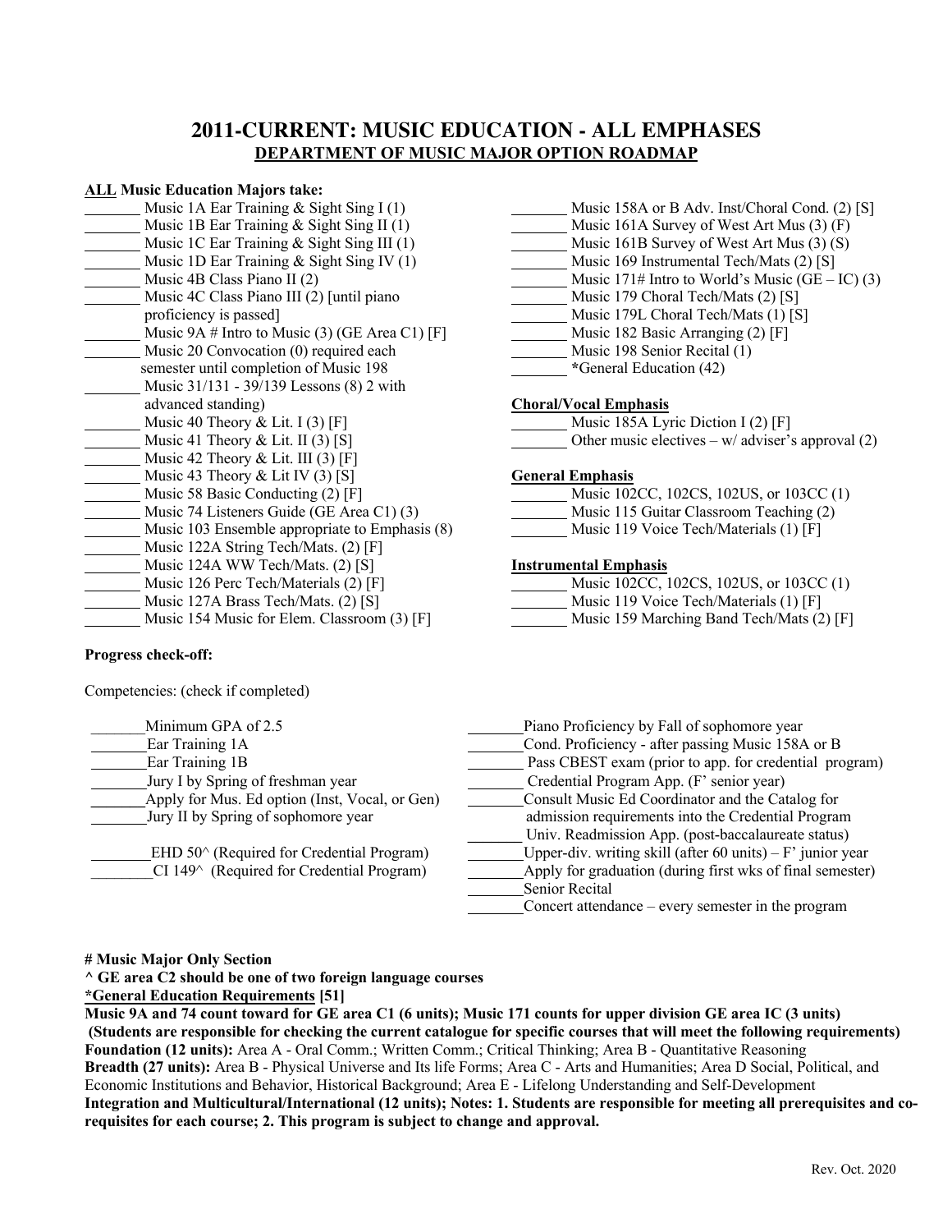# 2011-CURRENT: MUSIC EDUCATION - ALL EMPHASES

## DEPARTMENT OF MUSIC MAJOR OPTION ROADMAP

**ALL Music Education Majors take:**

- _______ Music 1A Ear Training & Sight Sing I (1)
- _______ Music 1B Ear Training & Sight Sing II (1)
- _______ Music 1C Ear Training & Sight Sing III (1)
- _______ Music 1D Ear Training & Sight Sing IV (1)
- _______ Music 4B Class Piano II (2)
- _______ Music 4C Class Piano III (2) [until piano proficiency is passed]
- _______ Music 9A # Intro to Music (3) (GE Area C1) [F]
- _______ Music 20 Convocation (0) required each semester until completion of Music 198
- _______ Music 31/131 - 39/139 Lessons (8) 2 with advanced standing)
- _______ Music 40 Theory & Lit. I (3) [F]
- _______ Music 41 Theory & Lit. II (3) [S]
- _______ Music 42 Theory & Lit. III (3) [F]
- _______ Music 43 Theory & Lit IV (3) [S]
- _______ Music 58 Basic Conducting (2) [F]
- _______ Music 74 Listeners Guide (GE Area C1) (3)
- _______ Music 103 Ensemble appropriate to Emphasis (8)
- _______ Music 122A String Tech/Mats. (2) [F]
- _______ Music 124A WW Tech/Mats. (2) [S]
- _______ Music 126 Perc Tech/Materials (2) [F]
- _______ Music 127A Brass Tech/Mats. (2) [S]
- _______ Music 154 Music for Elem. Classroom (3) [F]
- _______ Music 158A or B Adv. Inst/Choral Cond. (2) [S]
- _______ Music 161A Survey of West Art Mus (3) (F)
- _______ Music 161B Survey of West Art Mus (3) (S)
- _______ Music 169 Instrumental Tech/Mats (2) [S]
- _______ Music 171# Intro to World's Music (GE – IC) (3)
- _______ Music 179 Choral Tech/Mats (2) [S]
- _______ Music 179L Choral Tech/Mats (1) [S]
- _______ Music 182 Basic Arranging (2) [F]
- _______ Music 198 Senior Recital (1)
- _______ *General Education (42)

**Choral/Vocal Emphasis**

- _______ Music 185A Lyric Diction I (2) [F]
- _______ Other music electives – w/ adviser's approval (2)

**General Emphasis**

- _______ Music 102CC, 102CS, 102US, or 103CC (1)
- _______ Music 115 Guitar Classroom Teaching (2)
- _______ Music 119 Voice Tech/Materials (1) [F]

**Instrumental Emphasis**

- _______ Music 102CC, 102CS, 102US, or 103CC (1)
- _______ Music 119 Voice Tech/Materials (1) [F]
- _______ Music 159 Marching Band Tech/Mats (2) [F]

**Progress check-off:**

Competencies: (check if completed)

- _______ Minimum GPA of 2.5
- _______ Ear Training 1A
- _______ Ear Training 1B
- _______ Jury I by Spring of freshman year
- _______ Apply for Mus. Ed option (Inst, Vocal, or Gen)
- _______ Jury II by Spring of sophomore year
- _______ EHD 50^ (Required for Credential Program)
- _______ CI 149^ (Required for Credential Program)
- _______ Piano Proficiency by Fall of sophomore year
- _______ Cond. Proficiency - after passing Music 158A or B
- _______ Pass CBEST exam (prior to app. for credential program)
- _______ Credential Program App. (F' senior year)
- _______ Consult Music Ed Coordinator and the Catalog for admission requirements into the Credential Program
- _______ Univ. Readmission App. (post-baccalaureate status)
- _______ Upper-div. writing skill (after 60 units) – F' junior year
- _______ Apply for graduation (during first wks of final semester)
- _______ Senior Recital
- _______ Concert attendance – every semester in the program

**# Music Major Only Section**

**^ GE area C2 should be one of two foreign language courses**

**\*General Education Requirements [51]**

**Music 9A and 74 count toward for GE area C1 (6 units); Music 171 counts for upper division GE area IC (3 units)**
**(Students are responsible for checking the current catalogue for specific courses that will meet the following requirements)**
**Foundation (12 units):** Area A - Oral Comm.; Written Comm.; Critical Thinking; Area B - Quantitative Reasoning
**Breadth (27 units):** Area B - Physical Universe and Its life Forms; Area C - Arts and Humanities; Area D Social, Political, and Economic Institutions and Behavior, Historical Background; Area E - Lifelong Understanding and Self-Development
**Integration and Multicultural/International (12 units); Notes: 1. Students are responsible for meeting all prerequisites and co-requisites for each course; 2. This program is subject to change and approval.**

Rev. Oct. 2020